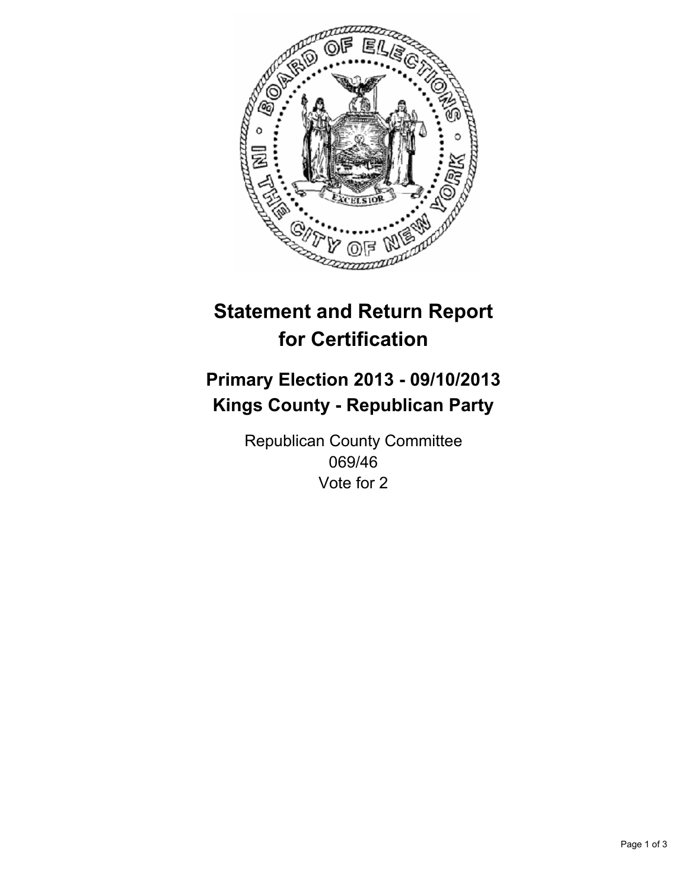# Statement and Return Report for Certification

## Primary Election 2013 - 09/10/2013
## Kings County - Republican Party

Republican County Committee
069/46
Vote for 2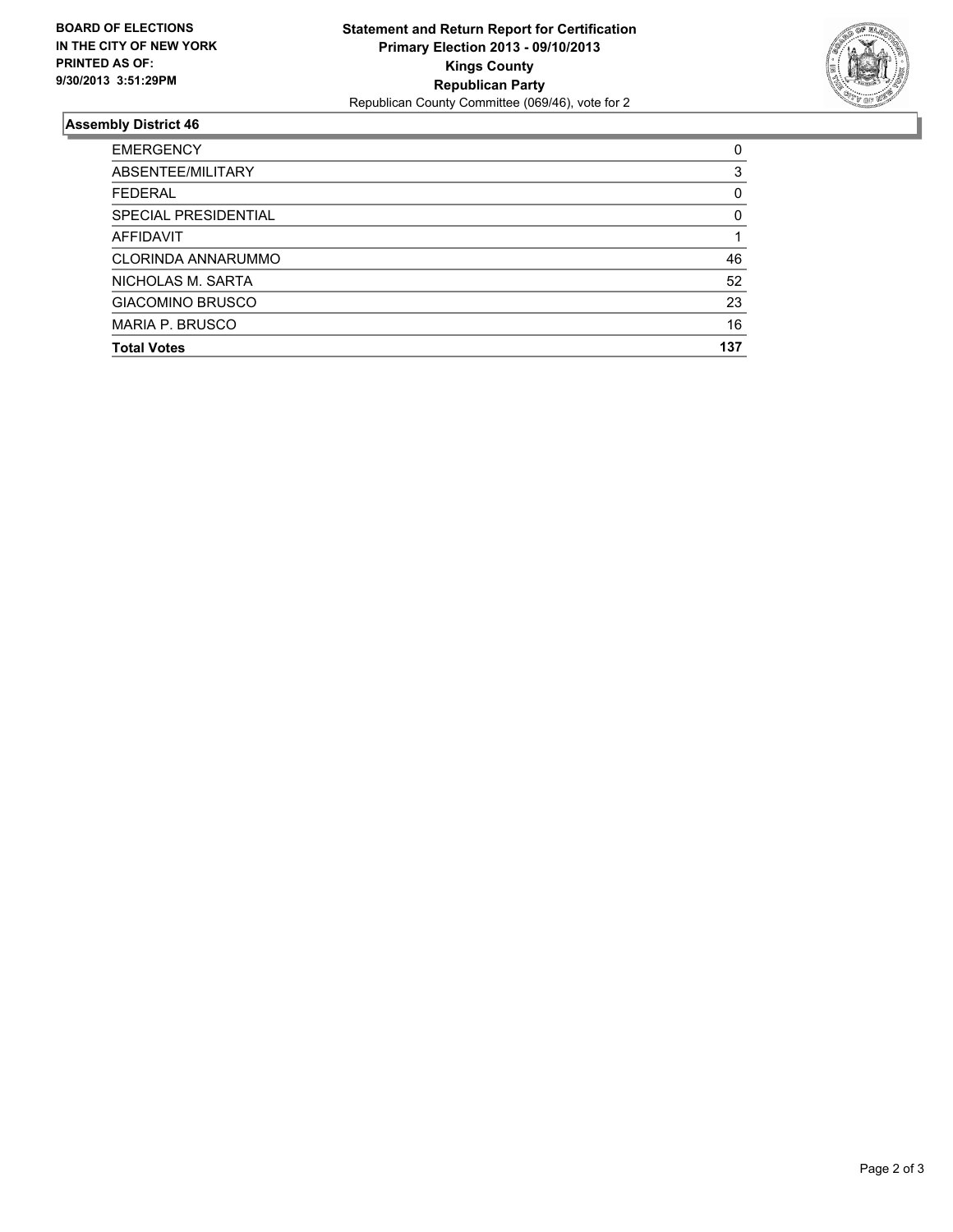**BOARD OF ELECTIONS IN THE CITY OF NEW YORK PRINTED AS OF: 9/30/2013 3:51:29PM**

**Statement and Return Report for Certification**
**Primary Election 2013 - 09/10/2013**
**Kings County**
**Republican Party**
Republican County Committee (069/46), vote for 2

### Assembly District 46

| | |
|---|---|
| EMERGENCY | 0 |
| ABSENTEE/MILITARY | 3 |
| FEDERAL | 0 |
| SPECIAL PRESIDENTIAL | 0 |
| AFFIDAVIT | 1 |
| CLORINDA ANNARUMMO | 46 |
| NICHOLAS M. SARTA | 52 |
| GIACOMINO BRUSCO | 23 |
| MARIA P. BRUSCO | 16 |
| **Total Votes** | **137** |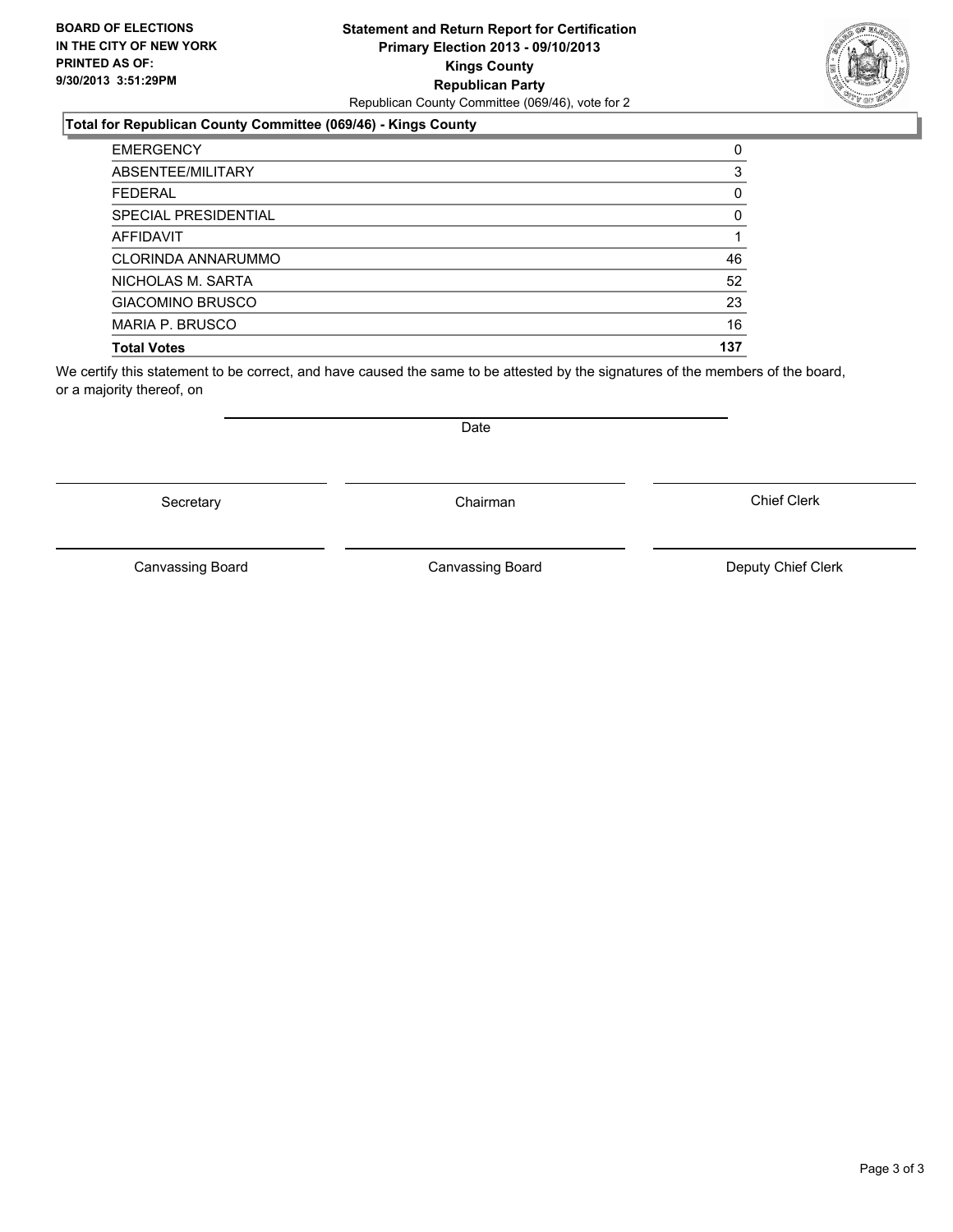**BOARD OF ELECTIONS IN THE CITY OF NEW YORK PRINTED AS OF: 9/30/2013 3:51:29PM**

**Statement and Return Report for Certification**
**Primary Election 2013 - 09/10/2013**
**Kings County**
**Republican Party**
Republican County Committee (069/46), vote for 2

### Total for Republican County Committee (069/46) - Kings County

| | |
|---|---|
| EMERGENCY | 0 |
| ABSENTEE/MILITARY | 3 |
| FEDERAL | 0 |
| SPECIAL PRESIDENTIAL | 0 |
| AFFIDAVIT | 1 |
| CLORINDA ANNARUMMO | 46 |
| NICHOLAS M. SARTA | 52 |
| GIACOMINO BRUSCO | 23 |
| MARIA P. BRUSCO | 16 |
| **Total Votes** | **137** |

We certify this statement to be correct, and have caused the same to be attested by the signatures of the members of the board, or a majority thereof, on

Date

Secretary

Chairman

Chief Clerk

Canvassing Board

Canvassing Board

Deputy Chief Clerk